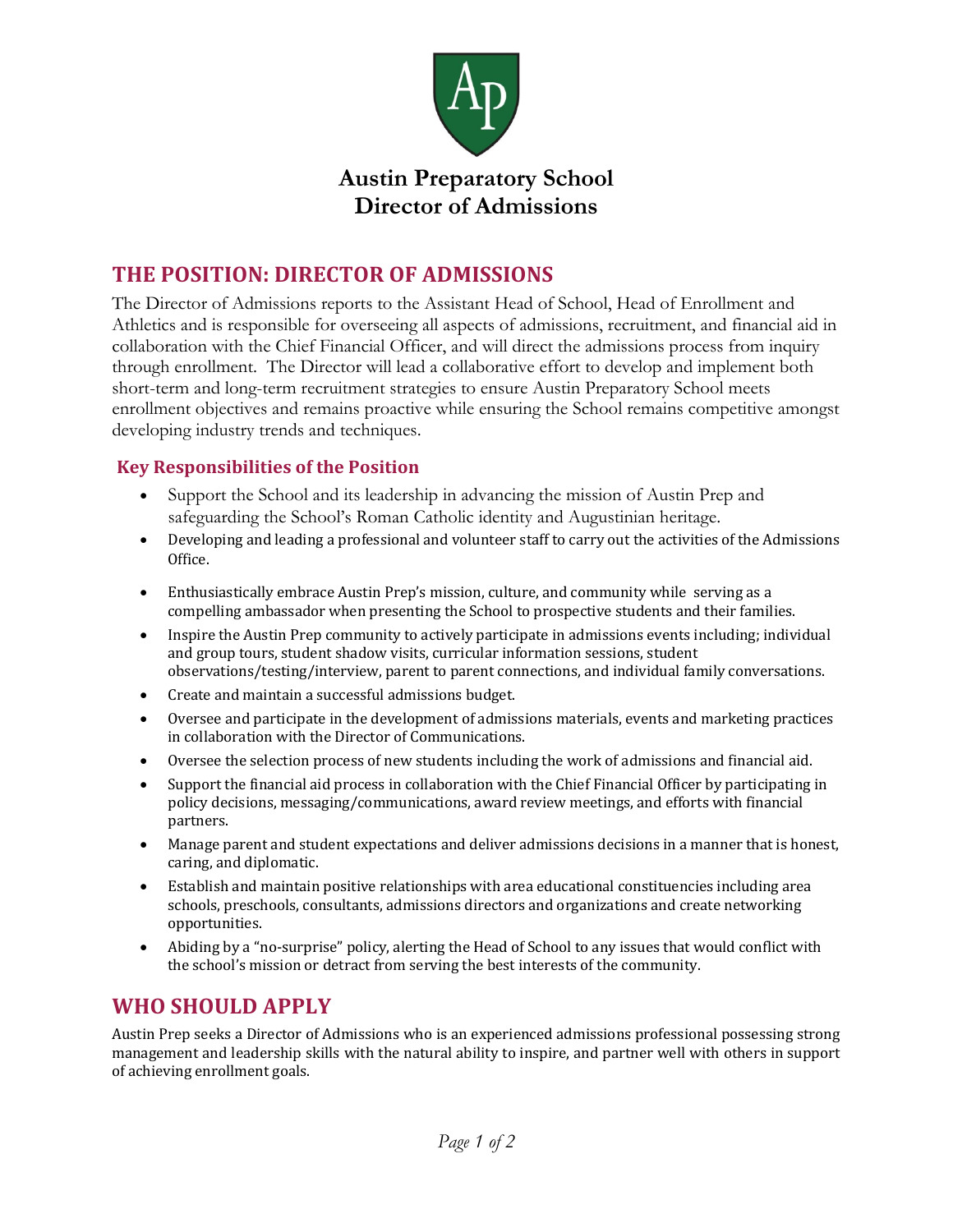# Austin Preparatory School
# Director of Admissions

## THE POSITION: DIRECTOR OF ADMISSIONS

The Director of Admissions reports to the Assistant Head of School, Head of Enrollment and Athletics and is responsible for overseeing all aspects of admissions, recruitment, and financial aid in collaboration with the Chief Financial Officer, and will direct the admissions process from inquiry through enrollment. The Director will lead a collaborative effort to develop and implement both short-term and long-term recruitment strategies to ensure Austin Preparatory School meets enrollment objectives and remains proactive while ensuring the School remains competitive amongst developing industry trends and techniques.

### Key Responsibilities of the Position

- Support the School and its leadership in advancing the mission of Austin Prep and safeguarding the School's Roman Catholic identity and Augustinian heritage.
- Developing and leading a professional and volunteer staff to carry out the activities of the Admissions Office.
- Enthusiastically embrace Austin Prep's mission, culture, and community while serving as a compelling ambassador when presenting the School to prospective students and their families.
- Inspire the Austin Prep community to actively participate in admissions events including; individual and group tours, student shadow visits, curricular information sessions, student observations/testing/interview, parent to parent connections, and individual family conversations.
- Create and maintain a successful admissions budget.
- Oversee and participate in the development of admissions materials, events and marketing practices in collaboration with the Director of Communications.
- Oversee the selection process of new students including the work of admissions and financial aid.
- Support the financial aid process in collaboration with the Chief Financial Officer by participating in policy decisions, messaging/communications, award review meetings, and efforts with financial partners.
- Manage parent and student expectations and deliver admissions decisions in a manner that is honest, caring, and diplomatic.
- Establish and maintain positive relationships with area educational constituencies including area schools, preschools, consultants, admissions directors and organizations and create networking opportunities.
- Abiding by a "no-surprise" policy, alerting the Head of School to any issues that would conflict with the school's mission or detract from serving the best interests of the community.

## WHO SHOULD APPLY

Austin Prep seeks a Director of Admissions who is an experienced admissions professional possessing strong management and leadership skills with the natural ability to inspire, and partner well with others in support of achieving enrollment goals.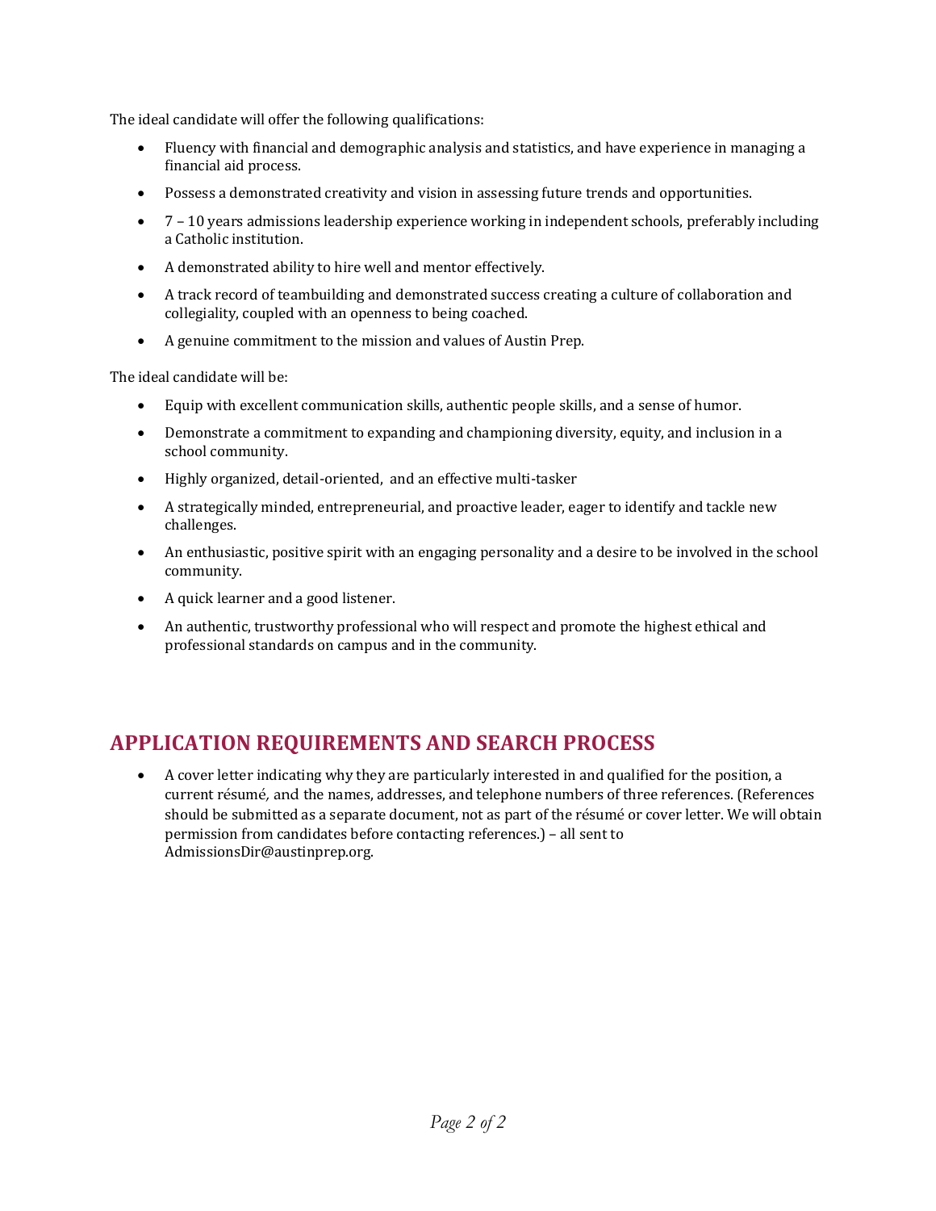The ideal candidate will offer the following qualifications:

- Fluency with financial and demographic analysis and statistics, and have experience in managing a financial aid process.
- Possess a demonstrated creativity and vision in assessing future trends and opportunities.
- 7 – 10 years admissions leadership experience working in independent schools, preferably including a Catholic institution.
- A demonstrated ability to hire well and mentor effectively.
- A track record of teambuilding and demonstrated success creating a culture of collaboration and collegiality, coupled with an openness to being coached.
- A genuine commitment to the mission and values of Austin Prep.

The ideal candidate will be:

- Equip with excellent communication skills, authentic people skills, and a sense of humor.
- Demonstrate a commitment to expanding and championing diversity, equity, and inclusion in a school community.
- Highly organized, detail-oriented, and an effective multi-tasker
- A strategically minded, entrepreneurial, and proactive leader, eager to identify and tackle new challenges.
- An enthusiastic, positive spirit with an engaging personality and a desire to be involved in the school community.
- A quick learner and a good listener.
- An authentic, trustworthy professional who will respect and promote the highest ethical and professional standards on campus and in the community.

## APPLICATION REQUIREMENTS AND SEARCH PROCESS

- A cover letter indicating why they are particularly interested in and qualified for the position, a current résumé, and the names, addresses, and telephone numbers of three references. (References should be submitted as a separate document, not as part of the résumé or cover letter. We will obtain permission from candidates before contacting references.) – all sent to AdmissionsDir@austinprep.org.